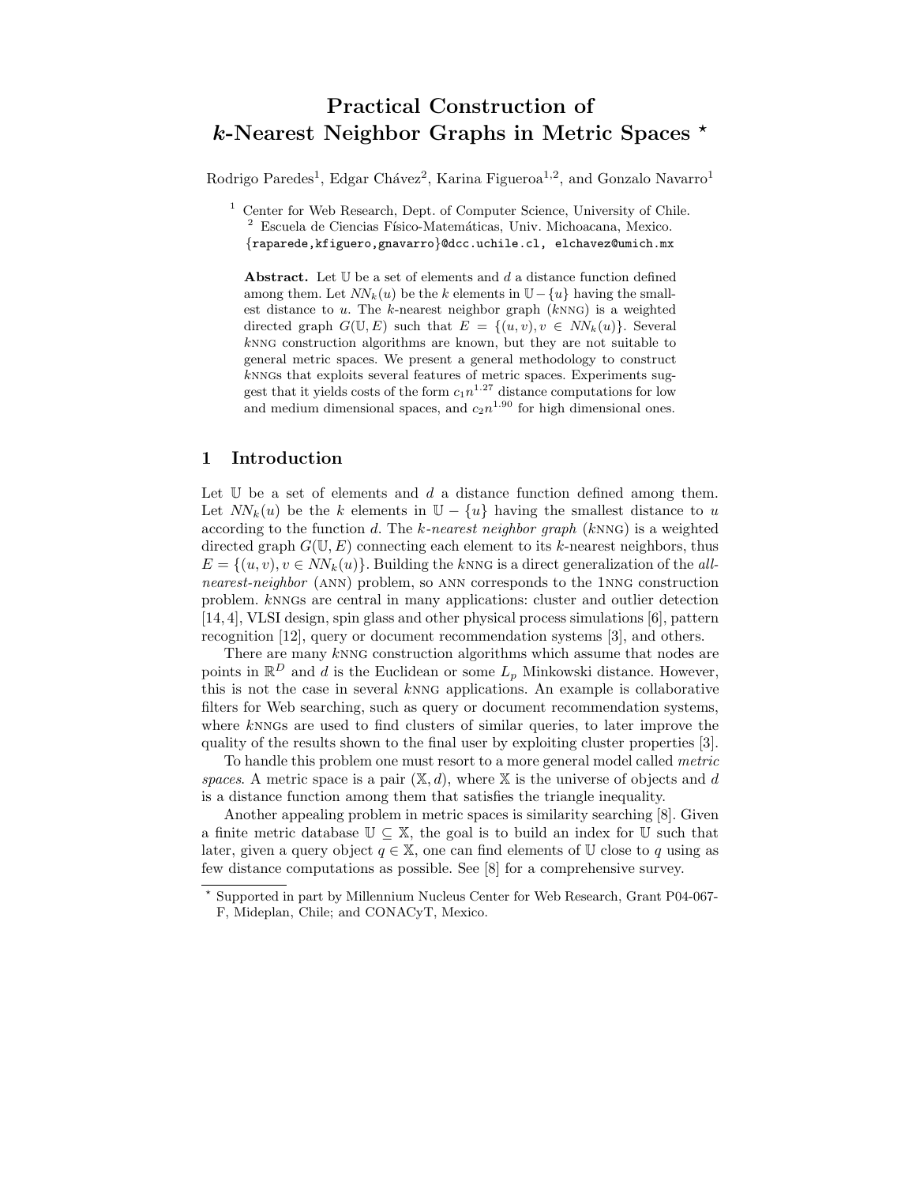# Practical Construction of *k*-Nearest Neighbor Graphs in Metric Spaces *

Rodrigo Paredes[1], Edgar Chávez[2], Karina Figueroa[1,2], and Gonzalo Navarro[1]

[1] Center for Web Research, Dept. of Computer Science, University of Chile.
[2] Escuela de Ciencias Físico-Matemáticas, Univ. Michoacana, Mexico.
{raparede,kfiguero,gnavarro}@dcc.uchile.cl, elchavez@umich.mx

**Abstract.** Let $\mathbb{U}$ be a set of elements and $d$ a distance function defined among them. Let $NN_k(u)$ be the $k$ elements in $\mathbb{U} - \{u\}$ having the smallest distance to $u$. The $k$-nearest neighbor graph ($k$NNG) is a weighted directed graph $G(\mathbb{U}, E)$ such that $E = \{(u, v), v \in NN_k(u)\}$. Several $k$NNG construction algorithms are known, but they are not suitable to general metric spaces. We present a general methodology to construct $k$NNGs that exploits several features of metric spaces. Experiments suggest that it yields costs of the form $c_1 n^{1.27}$ distance computations for low and medium dimensional spaces, and $c_2 n^{1.90}$ for high dimensional ones.

## 1 Introduction

Let $\mathbb{U}$ be a set of elements and $d$ a distance function defined among them. Let $NN_k(u)$ be the $k$ elements in $\mathbb{U} - \{u\}$ having the smallest distance to $u$ according to the function $d$. The *$k$-nearest neighbor graph* ($k$NNG) is a weighted directed graph $G(\mathbb{U}, E)$ connecting each element to its $k$-nearest neighbors, thus $E = \{(u, v), v \in NN_k(u)\}$. Building the $k$NNG is a direct generalization of the *all-nearest-neighbor* (ANN) problem, so ANN corresponds to the 1NNG construction problem. $k$NNGs are central in many applications: cluster and outlier detection [14, 4], VLSI design, spin glass and other physical process simulations [6], pattern recognition [12], query or document recommendation systems [3], and others.

There are many $k$NNG construction algorithms which assume that nodes are points in $\mathbb{R}^D$ and $d$ is the Euclidean or some $L_p$ Minkowski distance. However, this is not the case in several $k$NNG applications. An example is collaborative filters for Web searching, such as query or document recommendation systems, where $k$NNGs are used to find clusters of similar queries, to later improve the quality of the results shown to the final user by exploiting cluster properties [3].

To handle this problem one must resort to a more general model called *metric spaces*. A metric space is a pair $(\mathbb{X}, d)$, where $\mathbb{X}$ is the universe of objects and $d$ is a distance function among them that satisfies the triangle inequality.

Another appealing problem in metric spaces is similarity searching [8]. Given a finite metric database $\mathbb{U} \subseteq \mathbb{X}$, the goal is to build an index for $\mathbb{U}$ such that later, given a query object $q \in \mathbb{X}$, one can find elements of $\mathbb{U}$ close to $q$ using as few distance computations as possible. See [8] for a comprehensive survey.

* Supported in part by Millennium Nucleus Center for Web Research, Grant P04-067-F, Mideplan, Chile; and CONACyT, Mexico.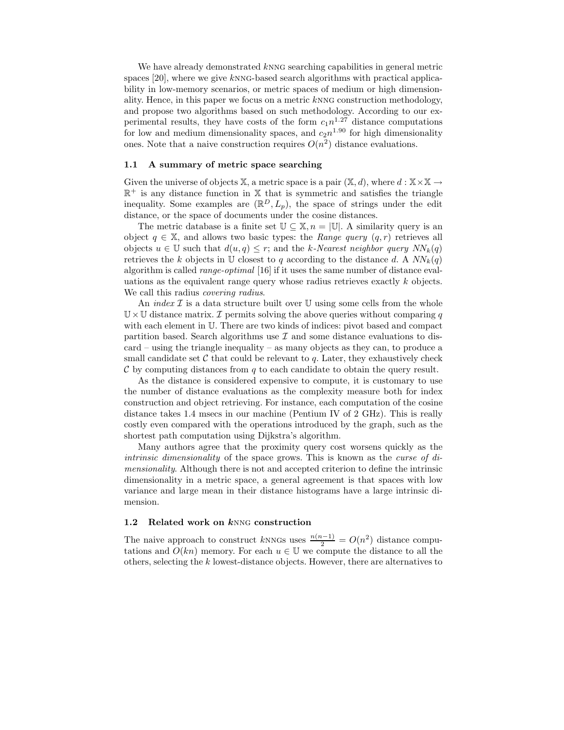We have already demonstrated $k$NNG searching capabilities in general metric spaces [20], where we give $k$NNG-based search algorithms with practical applicability in low-memory scenarios, or metric spaces of medium or high dimensionality. Hence, in this paper we focus on a metric $k$NNG construction methodology, and propose two algorithms based on such methodology. According to our experimental results, they have costs of the form $c_1 n^{1.27}$ distance computations for low and medium dimensionality spaces, and $c_2 n^{1.90}$ for high dimensionality ones. Note that a naive construction requires $O(n^2)$ distance evaluations.

### 1.1 A summary of metric space searching

Given the universe of objects $\mathbb{X}$, a metric space is a pair $(\mathbb{X}, d)$, where $d : \mathbb{X} \times \mathbb{X} \rightarrow \mathbb{R}^+$ is any distance function in $\mathbb{X}$ that is symmetric and satisfies the triangle inequality. Some examples are $(\mathbb{R}^D, L_p)$, the space of strings under the edit distance, or the space of documents under the cosine distances.

The metric database is a finite set $\mathbb{U} \subseteq \mathbb{X}, n = |\mathbb{U}|$. A similarity query is an object $q \in \mathbb{X}$, and allows two basic types: the *Range query* $(q, r)$ retrieves all objects $u \in \mathbb{U}$ such that $d(u, q) \leq r$; and the *k-Nearest neighbor query* $NN_k(q)$ retrieves the $k$ objects in $\mathbb{U}$ closest to $q$ according to the distance $d$. A $NN_k(q)$ algorithm is called *range-optimal* [16] if it uses the same number of distance evaluations as the equivalent range query whose radius retrieves exactly $k$ objects. We call this radius *covering radius*.

An *index* $\mathcal{I}$ is a data structure built over $\mathbb{U}$ using some cells from the whole $\mathbb{U} \times \mathbb{U}$ distance matrix. $\mathcal{I}$ permits solving the above queries without comparing $q$ with each element in $\mathbb{U}$. There are two kinds of indices: pivot based and compact partition based. Search algorithms use $\mathcal{I}$ and some distance evaluations to discard – using the triangle inequality – as many objects as they can, to produce a small candidate set $\mathcal{C}$ that could be relevant to $q$. Later, they exhaustively check $\mathcal{C}$ by computing distances from $q$ to each candidate to obtain the query result.

As the distance is considered expensive to compute, it is customary to use the number of distance evaluations as the complexity measure both for index construction and object retrieving. For instance, each computation of the cosine distance takes 1.4 msecs in our machine (Pentium IV of 2 GHz). This is really costly even compared with the operations introduced by the graph, such as the shortest path computation using Dijkstra's algorithm.

Many authors agree that the proximity query cost worsens quickly as the *intrinsic dimensionality* of the space grows. This is known as the *curse of dimensionality*. Although there is not and accepted criterion to define the intrinsic dimensionality in a metric space, a general agreement is that spaces with low variance and large mean in their distance histograms have a large intrinsic dimension.

### 1.2 Related work on $k$NNG construction

The naive approach to construct $k$NNGs uses $\frac{n(n-1)}{2} = O(n^2)$ distance computations and $O(kn)$ memory. For each $u \in \mathbb{U}$ we compute the distance to all the others, selecting the $k$ lowest-distance objects. However, there are alternatives to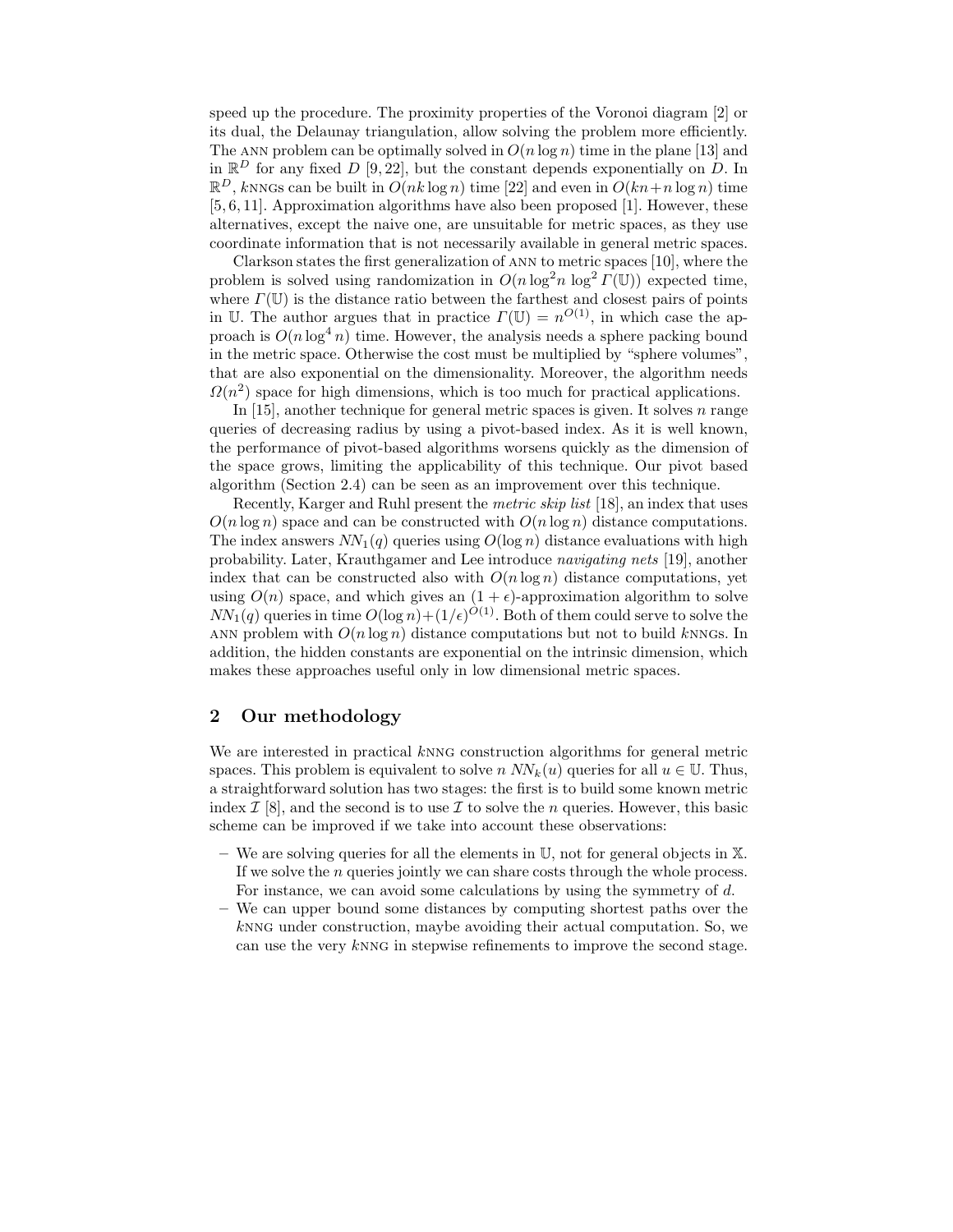speed up the procedure. The proximity properties of the Voronoi diagram [2] or its dual, the Delaunay triangulation, allow solving the problem more efficiently. The ANN problem can be optimally solved in $O(n \log n)$ time in the plane [13] and in $\mathbb{R}^D$ for any fixed $D$ [9, 22], but the constant depends exponentially on $D$. In $\mathbb{R}^D$, $k$NNGs can be built in $O(nk \log n)$ time [22] and even in $O(kn + n \log n)$ time [5, 6, 11]. Approximation algorithms have also been proposed [1]. However, these alternatives, except the naive one, are unsuitable for metric spaces, as they use coordinate information that is not necessarily available in general metric spaces.

Clarkson states the first generalization of ANN to metric spaces [10], where the problem is solved using randomization in $O(n \log^2 n \log^2 \Gamma(\mathbb{U}))$ expected time, where $\Gamma(\mathbb{U})$ is the distance ratio between the farthest and closest pairs of points in $\mathbb{U}$. The author argues that in practice $\Gamma(\mathbb{U}) = n^{O(1)}$, in which case the approach is $O(n \log^4 n)$ time. However, the analysis needs a sphere packing bound in the metric space. Otherwise the cost must be multiplied by "sphere volumes", that are also exponential on the dimensionality. Moreover, the algorithm needs $\Omega(n^2)$ space for high dimensions, which is too much for practical applications.

In [15], another technique for general metric spaces is given. It solves $n$ range queries of decreasing radius by using a pivot-based index. As it is well known, the performance of pivot-based algorithms worsens quickly as the dimension of the space grows, limiting the applicability of this technique. Our pivot based algorithm (Section 2.4) can be seen as an improvement over this technique.

Recently, Karger and Ruhl present the *metric skip list* [18], an index that uses $O(n \log n)$ space and can be constructed with $O(n \log n)$ distance computations. The index answers $NN_1(q)$ queries using $O(\log n)$ distance evaluations with high probability. Later, Krauthgamer and Lee introduce *navigating nets* [19], another index that can be constructed also with $O(n \log n)$ distance computations, yet using $O(n)$ space, and which gives an $(1 + \epsilon)$-approximation algorithm to solve $NN_1(q)$ queries in time $O(\log n) + (1/\epsilon)^{O(1)}$. Both of them could serve to solve the ANN problem with $O(n \log n)$ distance computations but not to build $k$NNGs. In addition, the hidden constants are exponential on the intrinsic dimension, which makes these approaches useful only in low dimensional metric spaces.

## 2 Our methodology

We are interested in practical $k$NNG construction algorithms for general metric spaces. This problem is equivalent to solve $n$ $NN_k(u)$ queries for all $u \in \mathbb{U}$. Thus, a straightforward solution has two stages: the first is to build some known metric index $\mathcal{I}$ [8], and the second is to use $\mathcal{I}$ to solve the $n$ queries. However, this basic scheme can be improved if we take into account these observations:

- We are solving queries for all the elements in $\mathbb{U}$, not for general objects in $\mathbb{X}$. If we solve the $n$ queries jointly we can share costs through the whole process. For instance, we can avoid some calculations by using the symmetry of $d$.
- We can upper bound some distances by computing shortest paths over the $k$NNG under construction, maybe avoiding their actual computation. So, we can use the very $k$NNG in stepwise refinements to improve the second stage.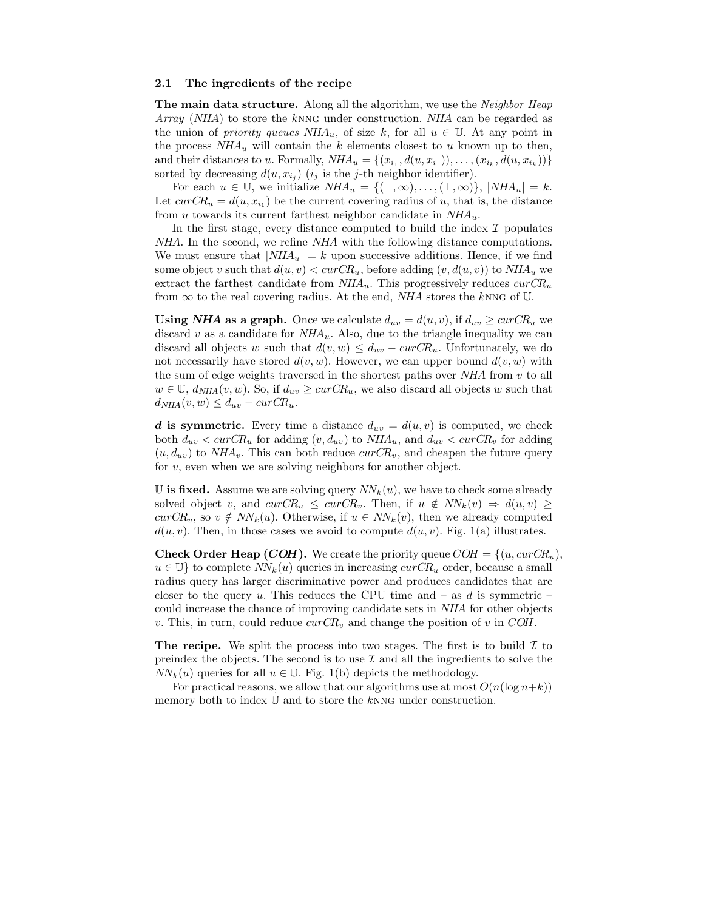### 2.1 The ingredients of the recipe

**The main data structure.** Along all the algorithm, we use the *Neighbor Heap Array* (*NHA*) to store the $k$NNG under construction. *NHA* can be regarded as the union of *priority queues* $NHA_u$, of size $k$, for all $u \in \mathbb{U}$. At any point in the process $NHA_u$ will contain the $k$ elements closest to $u$ known up to then, and their distances to $u$. Formally, $NHA_u = \{(x_{i_1}, d(u, x_{i_1})), \ldots, (x_{i_k}, d(u, x_{i_k}))\}$ sorted by decreasing $d(u, x_{i_j})$ ($i_j$ is the $j$-th neighbor identifier).

For each $u \in \mathbb{U}$, we initialize $NHA_u = \{(\perp, \infty), \ldots, (\perp, \infty)\}$, $|NHA_u| = k$. Let $curCR_u = d(u, x_{i_1})$ be the current covering radius of $u$, that is, the distance from $u$ towards its current farthest neighbor candidate in $NHA_u$.

In the first stage, every distance computed to build the index $\mathcal{I}$ populates *NHA*. In the second, we refine *NHA* with the following distance computations. We must ensure that $|NHA_u| = k$ upon successive additions. Hence, if we find some object $v$ such that $d(u, v) < curCR_u$, before adding $(v, d(u, v))$ to $NHA_u$ we extract the farthest candidate from $NHA_u$. This progressively reduces $curCR_u$ from $\infty$ to the real covering radius. At the end, *NHA* stores the $k$NNG of $\mathbb{U}$.

**Using *NHA* as a graph.** Once we calculate $d_{uv} = d(u, v)$, if $d_{uv} \geq curCR_u$ we discard $v$ as a candidate for $NHA_u$. Also, due to the triangle inequality we can discard all objects $w$ such that $d(v, w) \leq d_{uv} - curCR_u$. Unfortunately, we do not necessarily have stored $d(v, w)$. However, we can upper bound $d(v, w)$ with the sum of edge weights traversed in the shortest paths over *NHA* from $v$ to all $w \in \mathbb{U}$, $d_{NHA}(v, w)$. So, if $d_{uv} \geq curCR_u$, we also discard all objects $w$ such that $d_{NHA}(v, w) \leq d_{uv} - curCR_u$.

***d* is symmetric.** Every time a distance $d_{uv} = d(u, v)$ is computed, we check both $d_{uv} < curCR_u$ for adding $(v, d_{uv})$ to $NHA_u$, and $d_{uv} < curCR_v$ for adding $(u, d_{uv})$ to $NHA_v$. This can both reduce $curCR_v$, and cheapen the future query for $v$, even when we are solving neighbors for another object.

**$\mathbb{U}$ is fixed.** Assume we are solving query $NN_k(u)$, we have to check some already solved object $v$, and $curCR_u \leq curCR_v$. Then, if $u \notin NN_k(v) \Rightarrow d(u, v) \geq curCR_v$, so $v \notin NN_k(u)$. Otherwise, if $u \in NN_k(v)$, then we already computed $d(u, v)$. Then, in those cases we avoid to compute $d(u, v)$. Fig. 1(a) illustrates.

**Check Order Heap (*COH*).** We create the priority queue $COH = \{(u, curCR_u), u \in \mathbb{U}\}$ to complete $NN_k(u)$ queries in increasing $curCR_u$ order, because a small radius query has larger discriminative power and produces candidates that are closer to the query $u$. This reduces the CPU time and – as $d$ is symmetric – could increase the chance of improving candidate sets in *NHA* for other objects $v$. This, in turn, could reduce $curCR_v$ and change the position of $v$ in *COH*.

**The recipe.** We split the process into two stages. The first is to build $\mathcal{I}$ to preindex the objects. The second is to use $\mathcal{I}$ and all the ingredients to solve the $NN_k(u)$ queries for all $u \in \mathbb{U}$. Fig. 1(b) depicts the methodology.

For practical reasons, we allow that our algorithms use at most $O(n(\log n + k))$ memory both to index $\mathbb{U}$ and to store the $k$NNG under construction.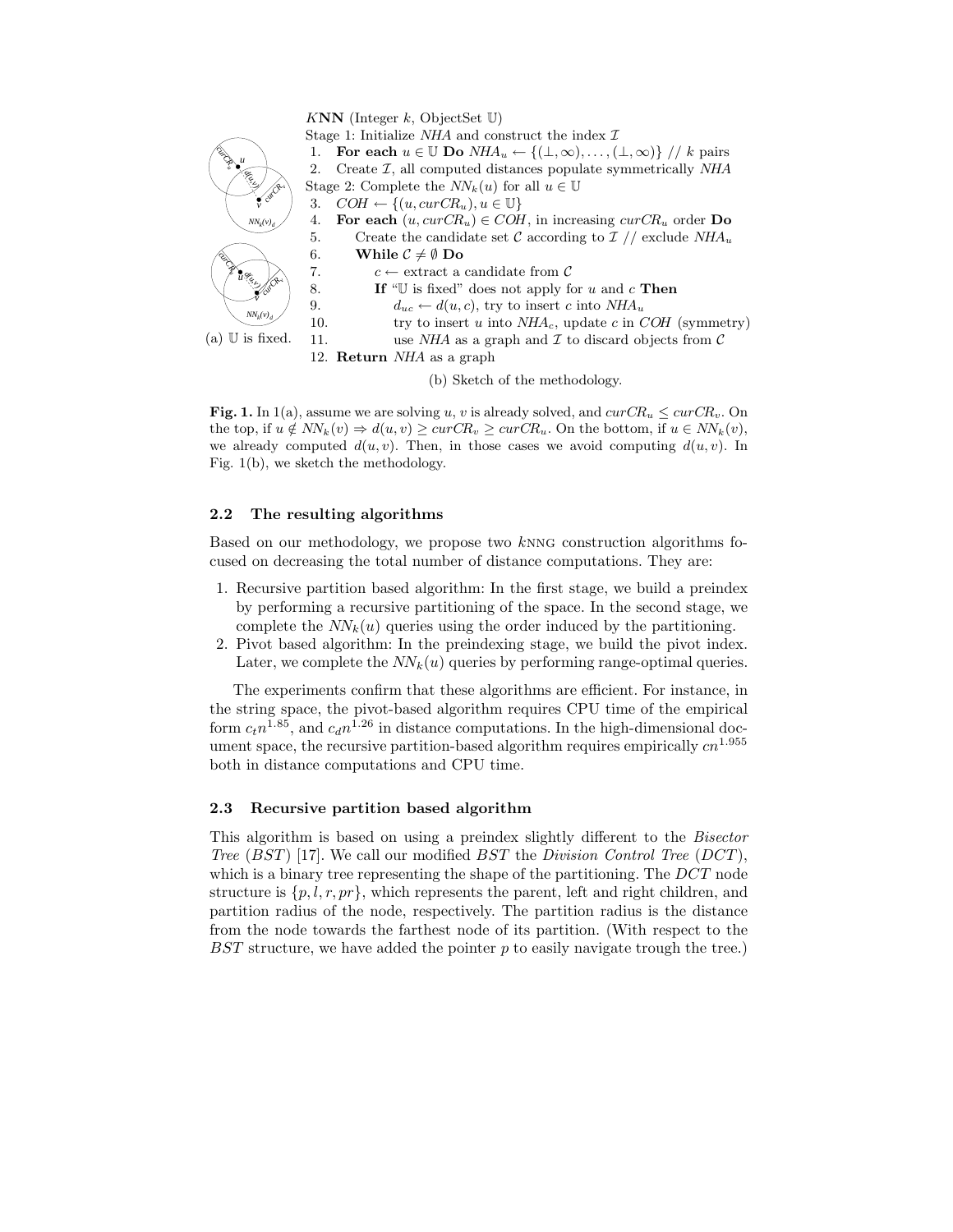(a) $\mathbb{U}$ is fixed.

```
KNN (Integer k, ObjectSet U)
Stage 1: Initialize NHA and construct the index I
 1.  For each u ∈ U Do NHA_u ← {(⊥,∞),...,(⊥,∞)} // k pairs
 2.  Create I, all computed distances populate symmetrically NHA
Stage 2: Complete the NN_k(u) for all u ∈ U
 3.  COH ← {(u, curCR_u), u ∈ U}
 4.  For each (u, curCR_u) ∈ COH, in increasing curCR_u order Do
 5.     Create the candidate set C according to I // exclude NHA_u
 6.     While C ≠ ∅ Do
 7.        c ← extract a candidate from C
 8.        If "U is fixed" does not apply for u and c Then
 9.           d_uc ← d(u,c), try to insert c into NHA_u
10.           try to insert u into NHA_c, update c in COH (symmetry)
11.        use NHA as a graph and I to discard objects from C
12. Return NHA as a graph
```

(b) Sketch of the methodology.

**Fig. 1.** In 1(a), assume we are solving $u$, $v$ is already solved, and $curCR_u \leq curCR_v$. On the top, if $u \notin NN_k(v) \Rightarrow d(u,v) \geq curCR_v \geq curCR_u$. On the bottom, if $u \in NN_k(v)$, we already computed $d(u,v)$. Then, in those cases we avoid computing $d(u,v)$. In Fig. 1(b), we sketch the methodology.

### 2.2 The resulting algorithms

Based on our methodology, we propose two $k$NNG construction algorithms focused on decreasing the total number of distance computations. They are:

1. Recursive partition based algorithm: In the first stage, we build a preindex by performing a recursive partitioning of the space. In the second stage, we complete the $NN_k(u)$ queries using the order induced by the partitioning.
2. Pivot based algorithm: In the preindexing stage, we build the pivot index. Later, we complete the $NN_k(u)$ queries by performing range-optimal queries.

The experiments confirm that these algorithms are efficient. For instance, in the string space, the pivot-based algorithm requires CPU time of the empirical form $c_t n^{1.85}$, and $c_d n^{1.26}$ in distance computations. In the high-dimensional document space, the recursive partition-based algorithm requires empirically $cn^{1.955}$ both in distance computations and CPU time.

### 2.3 Recursive partition based algorithm

This algorithm is based on using a preindex slightly different to the *Bisector Tree* (*BST*) [17]. We call our modified *BST* the *Division Control Tree* (*DCT*), which is a binary tree representing the shape of the partitioning. The *DCT* node structure is $\{p, l, r, pr\}$, which represents the parent, left and right children, and partition radius of the node, respectively. The partition radius is the distance from the node towards the farthest node of its partition. (With respect to the *BST* structure, we have added the pointer $p$ to easily navigate trough the tree.)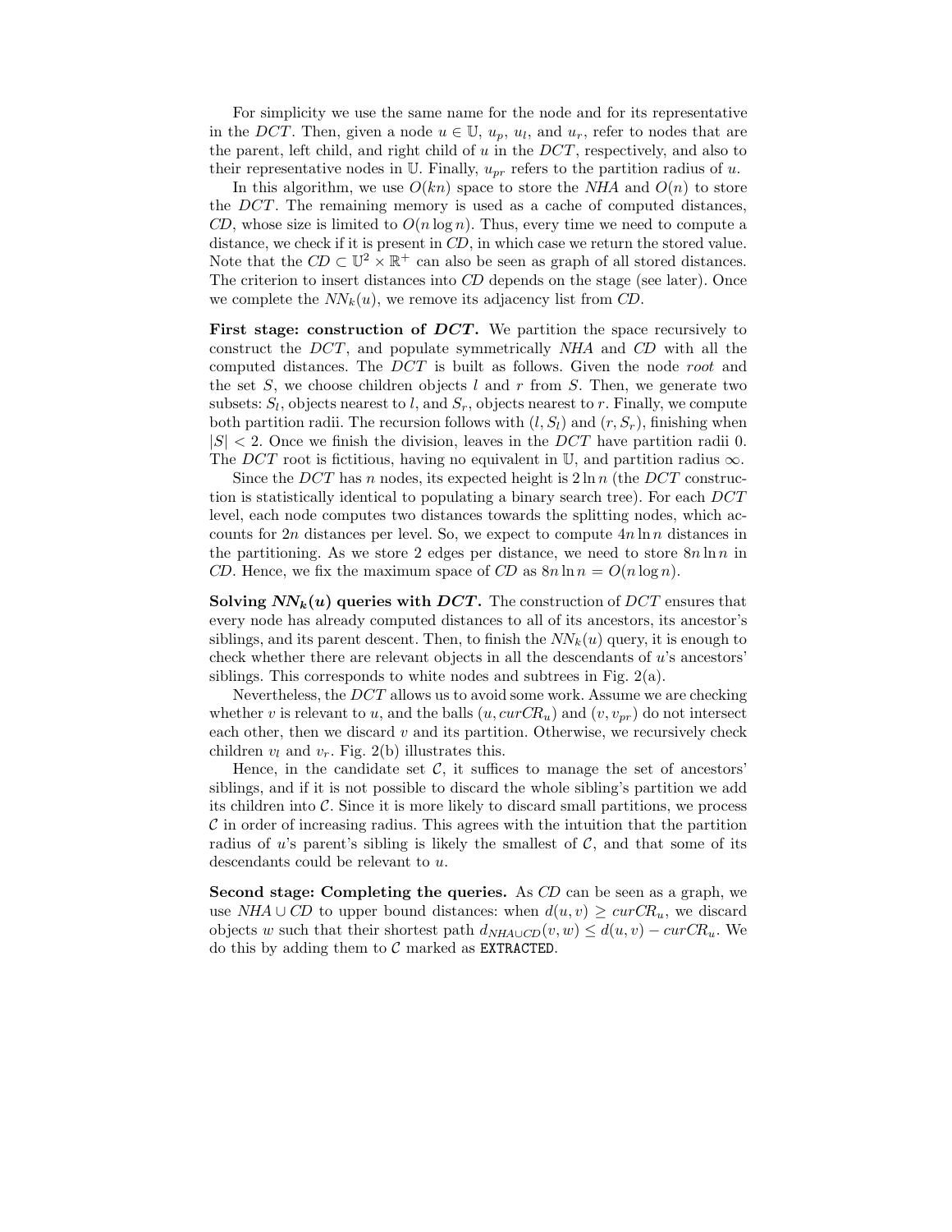For simplicity we use the same name for the node and for its representative in the *DCT*. Then, given a node $u \in \mathbb{U}$, $u_p$, $u_l$, and $u_r$, refer to nodes that are the parent, left child, and right child of $u$ in the *DCT*, respectively, and also to their representative nodes in $\mathbb{U}$. Finally, $u_{pr}$ refers to the partition radius of $u$.

In this algorithm, we use $O(kn)$ space to store the *NHA* and $O(n)$ to store the *DCT*. The remaining memory is used as a cache of computed distances, *CD*, whose size is limited to $O(n \log n)$. Thus, every time we need to compute a distance, we check if it is present in *CD*, in which case we return the stored value. Note that the $CD \subset \mathbb{U}^2 \times \mathbb{R}^+$ can also be seen as graph of all stored distances. The criterion to insert distances into *CD* depends on the stage (see later). Once we complete the $NN_k(u)$, we remove its adjacency list from *CD*.

**First stage: construction of *DCT*.** We partition the space recursively to construct the *DCT*, and populate symmetrically *NHA* and *CD* with all the computed distances. The *DCT* is built as follows. Given the node *root* and the set $S$, we choose children objects $l$ and $r$ from $S$. Then, we generate two subsets: $S_l$, objects nearest to $l$, and $S_r$, objects nearest to $r$. Finally, we compute both partition radii. The recursion follows with $(l, S_l)$ and $(r, S_r)$, finishing when $|S| < 2$. Once we finish the division, leaves in the *DCT* have partition radii 0. The *DCT* root is fictitious, having no equivalent in $\mathbb{U}$, and partition radius $\infty$.

Since the *DCT* has $n$ nodes, its expected height is $2 \ln n$ (the *DCT* construction is statistically identical to populating a binary search tree). For each *DCT* level, each node computes two distances towards the splitting nodes, which accounts for $2n$ distances per level. So, we expect to compute $4n \ln n$ distances in the partitioning. As we store 2 edges per distance, we need to store $8n \ln n$ in *CD*. Hence, we fix the maximum space of *CD* as $8n \ln n = O(n \log n)$.

**Solving $NN_k(u)$ queries with *DCT*.** The construction of *DCT* ensures that every node has already computed distances to all of its ancestors, its ancestor's siblings, and its parent descent. Then, to finish the $NN_k(u)$ query, it is enough to check whether there are relevant objects in all the descendants of $u$'s ancestors' siblings. This corresponds to white nodes and subtrees in Fig. 2(a).

Nevertheless, the *DCT* allows us to avoid some work. Assume we are checking whether $v$ is relevant to $u$, and the balls $(u, curCR_u)$ and $(v, v_{pr})$ do not intersect each other, then we discard $v$ and its partition. Otherwise, we recursively check children $v_l$ and $v_r$. Fig. 2(b) illustrates this.

Hence, in the candidate set $\mathcal{C}$, it suffices to manage the set of ancestors' siblings, and if it is not possible to discard the whole sibling's partition we add its children into $\mathcal{C}$. Since it is more likely to discard small partitions, we process $\mathcal{C}$ in order of increasing radius. This agrees with the intuition that the partition radius of $u$'s parent's sibling is likely the smallest of $\mathcal{C}$, and that some of its descendants could be relevant to $u$.

**Second stage: Completing the queries.** As *CD* can be seen as a graph, we use $NHA \cup CD$ to upper bound distances: when $d(u, v) \geq curCR_u$, we discard objects $w$ such that their shortest path $d_{NHA \cup CD}(v, w) \leq d(u, v) - curCR_u$. We do this by adding them to $\mathcal{C}$ marked as `EXTRACTED`.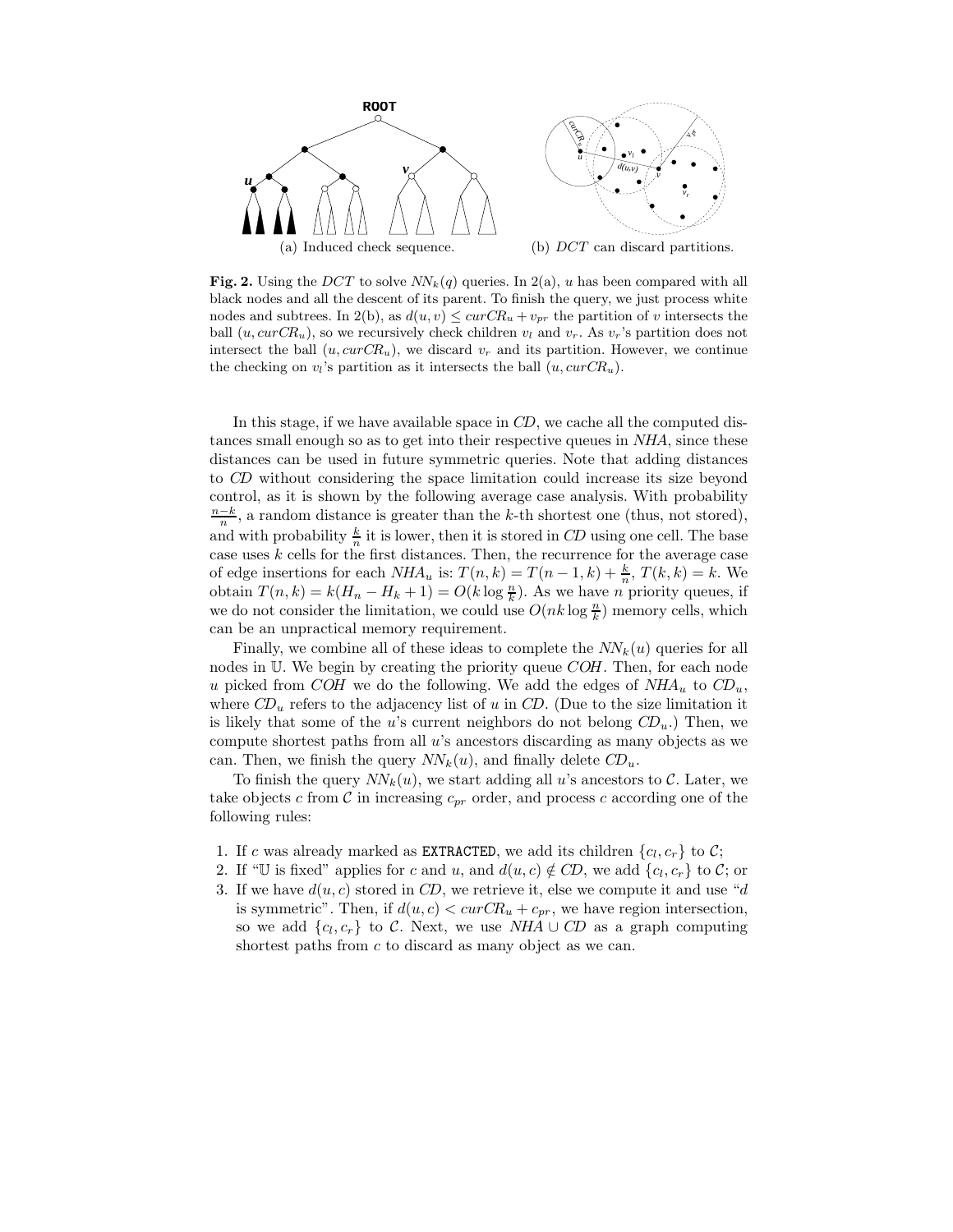(a) Induced check sequence.

(b) $DCT$ can discard partitions.

**Fig. 2.** Using the $DCT$ to solve $NN_k(q)$ queries. In 2(a), $u$ has been compared with all black nodes and all the descent of its parent. To finish the query, we just process white nodes and subtrees. In 2(b), as $d(u, v) \leq curCR_u + v_{pr}$ the partition of $v$ intersects the ball $(u, curCR_u)$, so we recursively check children $v_l$ and $v_r$. As $v_r$'s partition does not intersect the ball $(u, curCR_u)$, we discard $v_r$ and its partition. However, we continue the checking on $v_l$'s partition as it intersects the ball $(u, curCR_u)$.

In this stage, if we have available space in *CD*, we cache all the computed distances small enough so as to get into their respective queues in *NHA*, since these distances can be used in future symmetric queries. Note that adding distances to *CD* without considering the space limitation could increase its size beyond control, as it is shown by the following average case analysis. With probability $\frac{n-k}{n}$, a random distance is greater than the $k$-th shortest one (thus, not stored), and with probability $\frac{k}{n}$ it is lower, then it is stored in *CD* using one cell. The base case uses $k$ cells for the first distances. Then, the recurrence for the average case of edge insertions for each $NHA_u$ is: $T(n,k) = T(n-1,k) + \frac{k}{n}$, $T(k,k) = k$. We obtain $T(n,k) = k(H_n - H_k + 1) = O(k \log \frac{n}{k})$. As we have $n$ priority queues, if we do not consider the limitation, we could use $O(nk \log \frac{n}{k})$ memory cells, which can be an unpractical memory requirement.

Finally, we combine all of these ideas to complete the $NN_k(u)$ queries for all nodes in $\mathbb{U}$. We begin by creating the priority queue *COH*. Then, for each node $u$ picked from *COH* we do the following. We add the edges of $NHA_u$ to $CD_u$, where $CD_u$ refers to the adjacency list of $u$ in *CD*. (Due to the size limitation it is likely that some of the $u$'s current neighbors do not belong $CD_u$.) Then, we compute shortest paths from all $u$'s ancestors discarding as many objects as we can. Then, we finish the query $NN_k(u)$, and finally delete $CD_u$.

To finish the query $NN_k(u)$, we start adding all $u$'s ancestors to $\mathcal{C}$. Later, we take objects $c$ from $\mathcal{C}$ in increasing $c_{pr}$ order, and process $c$ according one of the following rules:

1. If $c$ was already marked as `EXTRACTED`, we add its children $\{c_l, c_r\}$ to $\mathcal{C}$;
2. If "$\mathbb{U}$ is fixed" applies for $c$ and $u$, and $d(u,c) \notin CD$, we add $\{c_l, c_r\}$ to $\mathcal{C}$; or
3. If we have $d(u,c)$ stored in *CD*, we retrieve it, else we compute it and use "$d$ is symmetric". Then, if $d(u,c) < curCR_u + c_{pr}$, we have region intersection, so we add $\{c_l, c_r\}$ to $\mathcal{C}$. Next, we use $NHA \cup CD$ as a graph computing shortest paths from $c$ to discard as many object as we can.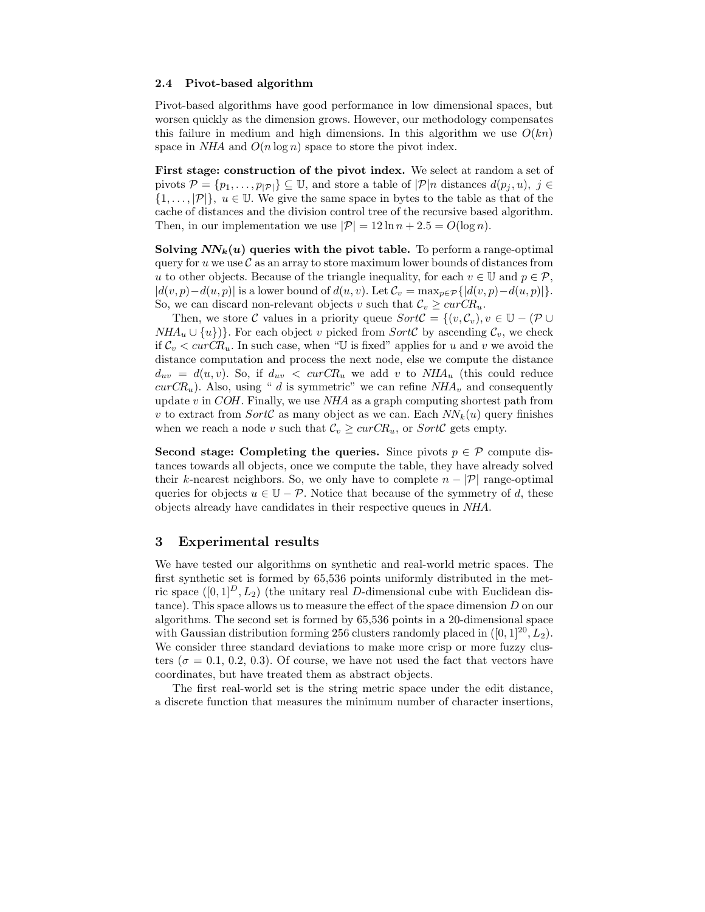### 2.4 Pivot-based algorithm

Pivot-based algorithms have good performance in low dimensional spaces, but worsen quickly as the dimension grows. However, our methodology compensates this failure in medium and high dimensions. In this algorithm we use $O(kn)$ space in *NHA* and $O(n \log n)$ space to store the pivot index.

**First stage: construction of the pivot index.** We select at random a set of pivots $\mathcal{P} = \{p_1, \ldots, p_{|\mathcal{P}|}\} \subseteq \mathbb{U}$, and store a table of $|\mathcal{P}|n$ distances $d(p_j, u)$, $j \in \{1, \ldots, |\mathcal{P}|\}$, $u \in \mathbb{U}$. We give the same space in bytes to the table as that of the cache of distances and the division control tree of the recursive based algorithm. Then, in our implementation we use $|\mathcal{P}| = 12 \ln n + 2.5 = O(\log n)$.

**Solving $NN_k(u)$ queries with the pivot table.** To perform a range-optimal query for $u$ we use $\mathcal{C}$ as an array to store maximum lower bounds of distances from $u$ to other objects. Because of the triangle inequality, for each $v \in \mathbb{U}$ and $p \in \mathcal{P}$, $|d(v,p) - d(u,p)|$ is a lower bound of $d(u,v)$. Let $\mathcal{C}_v = \max_{p \in \mathcal{P}}\{|d(v,p) - d(u,p)|\}$. So, we can discard non-relevant objects $v$ such that $\mathcal{C}_v \geq curCR_u$.

Then, we store $\mathcal{C}$ values in a priority queue $Sort\mathcal{C} = \{(v, \mathcal{C}_v), v \in \mathbb{U} - (\mathcal{P} \cup NHA_u \cup \{u\})\}$. For each object $v$ picked from $Sort\mathcal{C}$ by ascending $\mathcal{C}_v$, we check if $\mathcal{C}_v < curCR_u$. In such case, when "$\mathbb{U}$ is fixed" applies for $u$ and $v$ we avoid the distance computation and process the next node, else we compute the distance $d_{uv} = d(u,v)$. So, if $d_{uv} < curCR_u$ we add $v$ to $NHA_u$ (this could reduce $curCR_u$). Also, using " $d$ is symmetric" we can refine $NHA_v$ and consequently update $v$ in *COH*. Finally, we use *NHA* as a graph computing shortest path from $v$ to extract from $Sort\mathcal{C}$ as many object as we can. Each $NN_k(u)$ query finishes when we reach a node $v$ such that $\mathcal{C}_v \geq curCR_u$, or $Sort\mathcal{C}$ gets empty.

**Second stage: Completing the queries.** Since pivots $p \in \mathcal{P}$ compute distances towards all objects, once we compute the table, they have already solved their $k$-nearest neighbors. So, we only have to complete $n - |\mathcal{P}|$ range-optimal queries for objects $u \in \mathbb{U} - \mathcal{P}$. Notice that because of the symmetry of $d$, these objects already have candidates in their respective queues in *NHA*.

## 3 Experimental results

We have tested our algorithms on synthetic and real-world metric spaces. The first synthetic set is formed by 65,536 points uniformly distributed in the metric space $([0,1]^D, L_2)$ (the unitary real $D$-dimensional cube with Euclidean distance). This space allows us to measure the effect of the space dimension $D$ on our algorithms. The second set is formed by 65,536 points in a 20-dimensional space with Gaussian distribution forming 256 clusters randomly placed in $([0,1]^{20}, L_2)$. We consider three standard deviations to make more crisp or more fuzzy clusters ($\sigma$ = 0.1, 0.2, 0.3). Of course, we have not used the fact that vectors have coordinates, but have treated them as abstract objects.

The first real-world set is the string metric space under the edit distance, a discrete function that measures the minimum number of character insertions,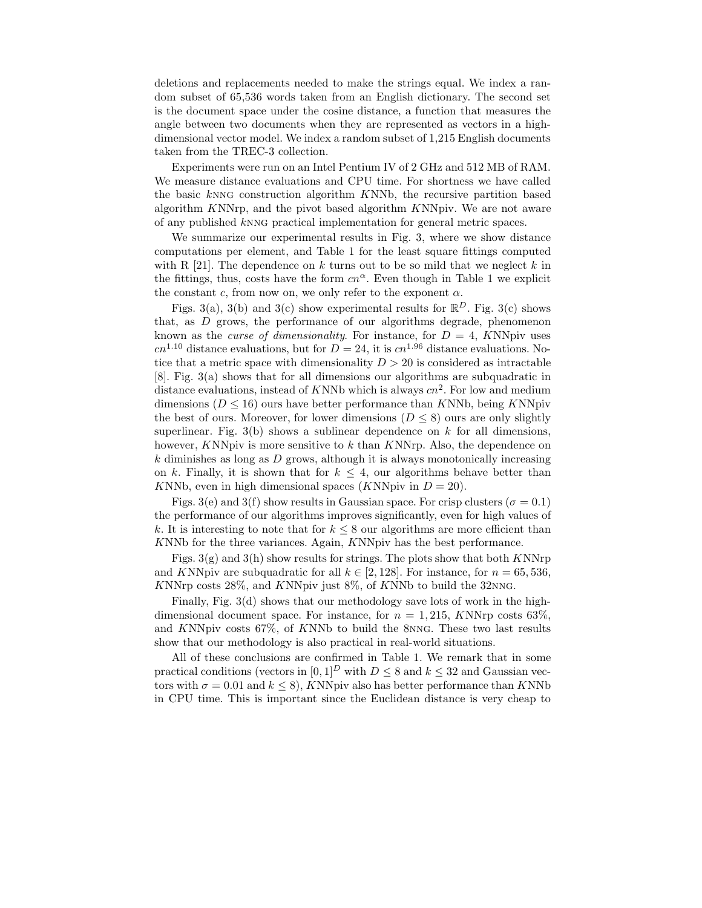deletions and replacements needed to make the strings equal. We index a random subset of 65,536 words taken from an English dictionary. The second set is the document space under the cosine distance, a function that measures the angle between two documents when they are represented as vectors in a high-dimensional vector model. We index a random subset of 1,215 English documents taken from the TREC-3 collection.

Experiments were run on an Intel Pentium IV of 2 GHz and 512 MB of RAM. We measure distance evaluations and CPU time. For shortness we have called the basic $k$NNG construction algorithm $K$NNb, the recursive partition based algorithm $K$NNrp, and the pivot based algorithm $K$NNpiv. We are not aware of any published $k$NNG practical implementation for general metric spaces.

We summarize our experimental results in Fig. 3, where we show distance computations per element, and Table 1 for the least square fittings computed with R [21]. The dependence on $k$ turns out to be so mild that we neglect $k$ in the fittings, thus, costs have the form $cn^{\alpha}$. Even though in Table 1 we explicit the constant $c$, from now on, we only refer to the exponent $\alpha$.

Figs. 3(a), 3(b) and 3(c) show experimental results for $\mathbb{R}^D$. Fig. 3(c) shows that, as $D$ grows, the performance of our algorithms degrade, phenomenon known as the *curse of dimensionality*. For instance, for $D = 4$, $K$NNpiv uses $cn^{1.10}$ distance evaluations, but for $D = 24$, it is $cn^{1.96}$ distance evaluations. Notice that a metric space with dimensionality $D > 20$ is considered as intractable [8]. Fig. 3(a) shows that for all dimensions our algorithms are subquadratic in distance evaluations, instead of $K$NNb which is always $cn^2$. For low and medium dimensions ($D \leq 16$) ours have better performance than $K$NNb, being $K$NNpiv the best of ours. Moreover, for lower dimensions ($D \leq 8$) ours are only slightly superlinear. Fig. 3(b) shows a sublinear dependence on $k$ for all dimensions, however, $K$NNpiv is more sensitive to $k$ than $K$NNrp. Also, the dependence on $k$ diminishes as long as $D$ grows, although it is always monotonically increasing on $k$. Finally, it is shown that for $k \leq 4$, our algorithms behave better than $K$NNb, even in high dimensional spaces ($K$NNpiv in $D = 20$).

Figs. 3(e) and 3(f) show results in Gaussian space. For crisp clusters ($\sigma = 0.1$) the performance of our algorithms improves significantly, even for high values of $k$. It is interesting to note that for $k \leq 8$ our algorithms are more efficient than $K$NNb for the three variances. Again, $K$NNpiv has the best performance.

Figs. 3(g) and 3(h) show results for strings. The plots show that both $K$NNrp and $K$NNpiv are subquadratic for all $k \in [2, 128]$. For instance, for $n = 65,536$, $K$NNrp costs 28%, and $K$NNpiv just 8%, of $K$NNb to build the 32NNG.

Finally, Fig. 3(d) shows that our methodology save lots of work in the high-dimensional document space. For instance, for $n = 1,215$, $K$NNrp costs 63%, and $K$NNpiv costs 67%, of $K$NNb to build the 8NNG. These two last results show that our methodology is also practical in real-world situations.

All of these conclusions are confirmed in Table 1. We remark that in some practical conditions (vectors in $[0,1]^D$ with $D \leq 8$ and $k \leq 32$ and Gaussian vectors with $\sigma = 0.01$ and $k \leq 8$), $K$NNpiv also has better performance than $K$NNb in CPU time. This is important since the Euclidean distance is very cheap to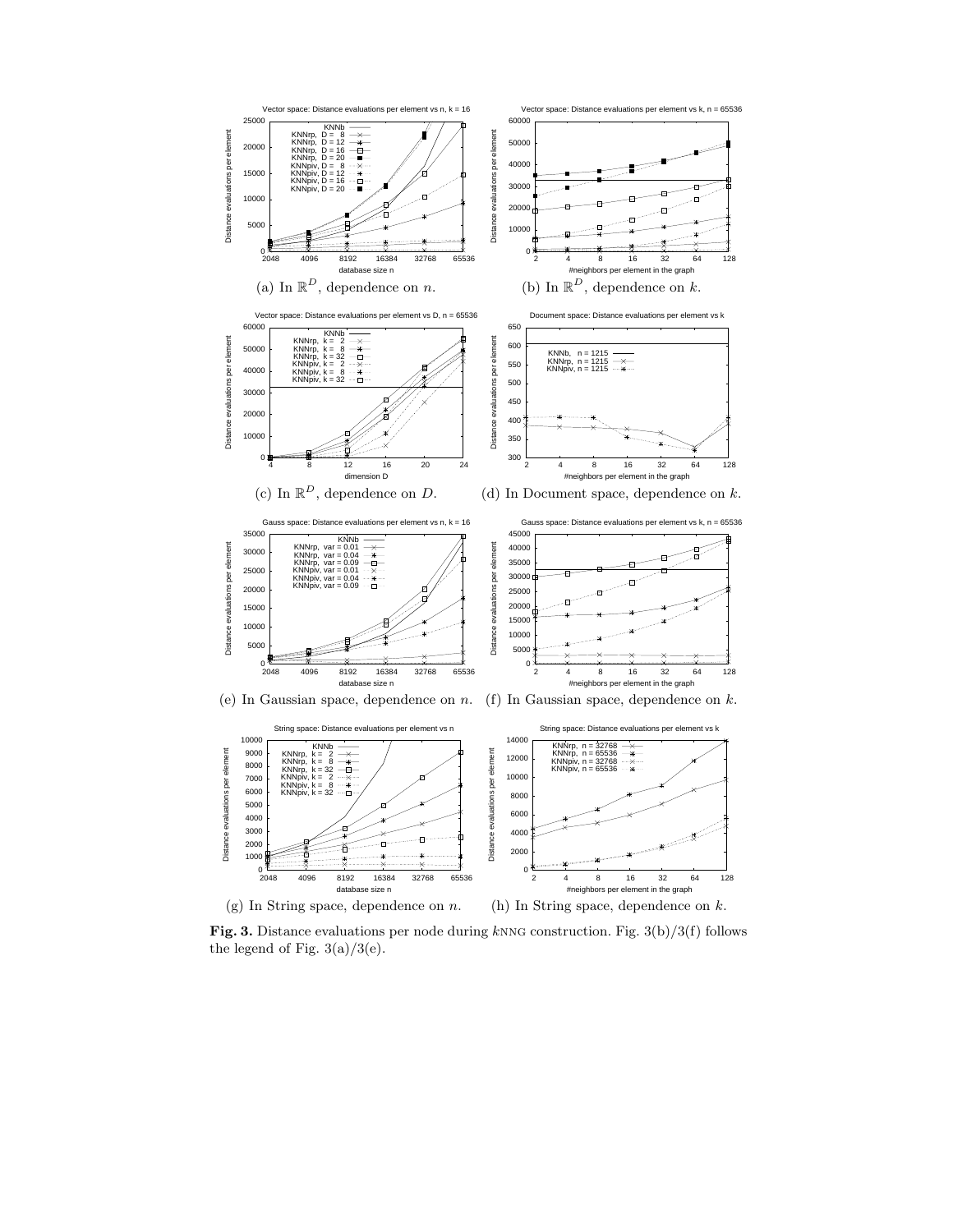(a) In $\mathbb{R}^D$, dependence on $n$.

(b) In $\mathbb{R}^D$, dependence on $k$.

(c) In $\mathbb{R}^D$, dependence on $D$.

(d) In Document space, dependence on $k$.

(e) In Gaussian space, dependence on $n$.

(f) In Gaussian space, dependence on $k$.

(g) In String space, dependence on $n$.

(h) In String space, dependence on $k$.

**Fig. 3.** Distance evaluations per node during $k$NNG construction. Fig. 3(b)/3(f) follows the legend of Fig. 3(a)/3(e).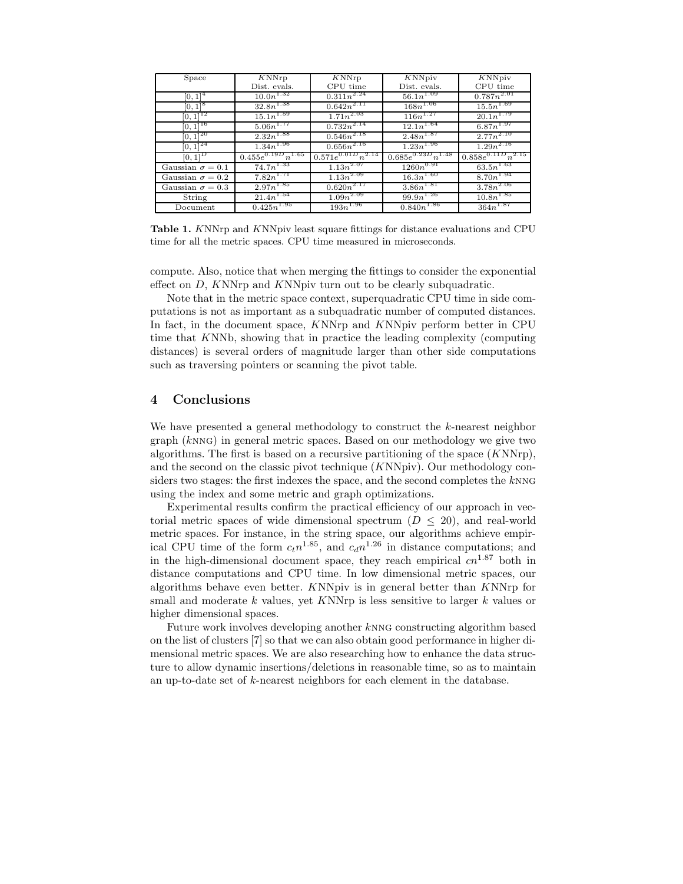| Space | *K*NNrp Dist. evals. | *K*NNrp CPU time | *K*NNpiv Dist. evals. | *K*NNpiv CPU time |
|---|---|---|---|---|
| $[0,1]^4$ | $10.0n^{1.32}$ | $0.311n^{2.24}$ | $56.1n^{1.09}$ | $0.787n^{2.01}$ |
| $[0,1]^8$ | $32.8n^{1.38}$ | $0.642n^{2.11}$ | $168n^{1.06}$ | $15.5n^{1.69}$ |
| $[0,1]^{12}$ | $15.1n^{1.59}$ | $1.71n^{2.03}$ | $116n^{1.27}$ | $20.1n^{1.79}$ |
| $[0,1]^{16}$ | $5.06n^{1.77}$ | $0.732n^{2.14}$ | $12.1n^{1.64}$ | $6.87n^{1.97}$ |
| $[0,1]^{20}$ | $2.32n^{1.88}$ | $0.546n^{2.18}$ | $2.48n^{1.87}$ | $2.77n^{2.10}$ |
| $[0,1]^{24}$ | $1.34n^{1.96}$ | $0.656n^{2.16}$ | $1.23n^{1.96}$ | $1.29n^{2.16}$ |
| $[0,1]^D$ | $0.455e^{0.19D}n^{1.65}$ | $0.571e^{0.01D}n^{2.14}$ | $0.685e^{0.23D}n^{1.48}$ | $0.858e^{0.11D}n^{2.15}$ |
| Gaussian $\sigma = 0.1$ | $74.7n^{1.33}$ | $1.13n^{2.07}$ | $1260n^{0.91}$ | $63.5n^{1.63}$ |
| Gaussian $\sigma = 0.2$ | $7.82n^{1.71}$ | $1.13n^{2.09}$ | $16.3n^{1.60}$ | $8.70n^{1.94}$ |
| Gaussian $\sigma = 0.3$ | $2.97n^{1.85}$ | $0.620n^{2.17}$ | $3.86n^{1.81}$ | $3.78n^{2.06}$ |
| String | $21.4n^{1.54}$ | $1.09n^{2.09}$ | $99.9n^{1.26}$ | $10.8n^{1.85}$ |
| Document | $0.425n^{1.95}$ | $193n^{1.96}$ | $0.840n^{1.86}$ | $364n^{1.87}$ |

**Table 1.** *K*NNrp and *K*NNpiv least square fittings for distance evaluations and CPU time for all the metric spaces. CPU time measured in microseconds.

compute. Also, notice that when merging the fittings to consider the exponential effect on $D$, *K*NNrp and *K*NNpiv turn out to be clearly subquadratic.

Note that in the metric space context, superquadratic CPU time in side computations is not as important as a subquadratic number of computed distances. In fact, in the document space, *K*NNrp and *K*NNpiv perform better in CPU time that *K*NNb, showing that in practice the leading complexity (computing distances) is several orders of magnitude larger than other side computations such as traversing pointers or scanning the pivot table.

## 4 Conclusions

We have presented a general methodology to construct the $k$-nearest neighbor graph ($k$NNG) in general metric spaces. Based on our methodology we give two algorithms. The first is based on a recursive partitioning of the space (*K*NNrp), and the second on the classic pivot technique (*K*NNpiv). Our methodology considers two stages: the first indexes the space, and the second completes the $k$NNG using the index and some metric and graph optimizations.

Experimental results confirm the practical efficiency of our approach in vectorial metric spaces of wide dimensional spectrum ($D \leq 20$), and real-world metric spaces. For instance, in the string space, our algorithms achieve empirical CPU time of the form $c_t n^{1.85}$, and $c_d n^{1.26}$ in distance computations; and in the high-dimensional document space, they reach empirical $cn^{1.87}$ both in distance computations and CPU time. In low dimensional metric spaces, our algorithms behave even better. *K*NNpiv is in general better than *K*NNrp for small and moderate $k$ values, yet *K*NNrp is less sensitive to larger $k$ values or higher dimensional spaces.

Future work involves developing another $k$NNG constructing algorithm based on the list of clusters [7] so that we can also obtain good performance in higher dimensional metric spaces. We are also researching how to enhance the data structure to allow dynamic insertions/deletions in reasonable time, so as to maintain an up-to-date set of $k$-nearest neighbors for each element in the database.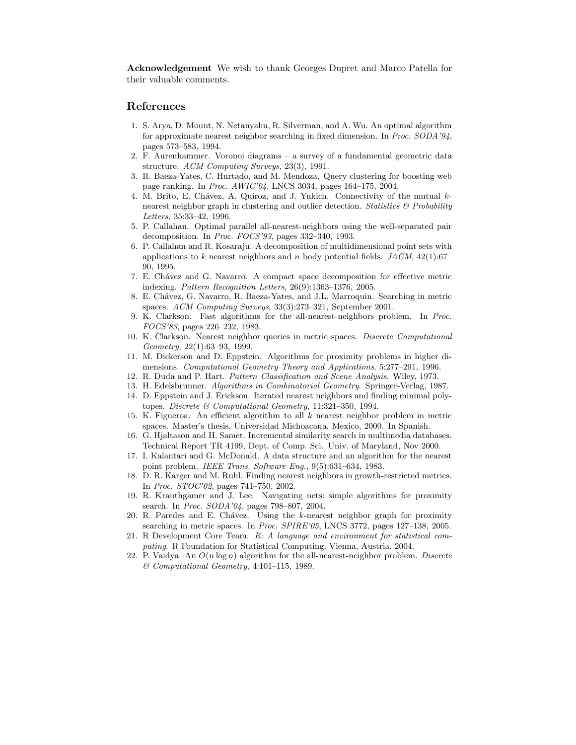**Acknowledgement** We wish to thank Georges Dupret and Marco Patella for their valuable comments.

## References

1. S. Arya, D. Mount, N. Netanyahu, R. Silverman, and A. Wu. An optimal algorithm for approximate nearest neighbor searching in fixed dimension. In *Proc. SODA'94*, pages 573–583, 1994.
2. F. Aurenhammer. Voronoi diagrams – a survey of a fundamental geometric data structure. *ACM Computing Surveys*, 23(3), 1991.
3. R. Baeza-Yates, C. Hurtado, and M. Mendoza. Query clustering for boosting web page ranking. In *Proc. AWIC'04*, LNCS 3034, pages 164–175, 2004.
4. M. Brito, E. Chávez, A. Quiroz, and J. Yukich. Connectivity of the mutual $k$-nearest neighbor graph in clustering and outlier detection. *Statistics & Probability Letters*, 35:33–42, 1996.
5. P. Callahan. Optimal parallel all-nearest-neighbors using the well-separated pair decomposition. In *Proc. FOCS'93*, pages 332–340, 1993.
6. P. Callahan and R. Kosaraju. A decomposition of multidimensional point sets with applications to $k$ nearest neighbors and $n$ body potential fields. *JACM*, 42(1):67–90, 1995.
7. E. Chávez and G. Navarro. A compact space decomposition for effective metric indexing. *Pattern Recognition Letters*, 26(9):1363–1376, 2005.
8. E. Chávez, G. Navarro, R. Baeza-Yates, and J.L. Marroquin. Searching in metric spaces. *ACM Computing Surveys*, 33(3):273–321, September 2001.
9. K. Clarkson. Fast algorithms for the all-nearest-neighbors problem. In *Proc. FOCS'83*, pages 226–232, 1983.
10. K. Clarkson. Nearest neighbor queries in metric spaces. *Discrete Computational Geometry*, 22(1):63–93, 1999.
11. M. Dickerson and D. Eppstein. Algorithms for proximity problems in higher dimensions. *Computational Geometry Theory and Applications*, 5:277–291, 1996.
12. R. Duda and P. Hart. *Pattern Classification and Scene Analysis*. Wiley, 1973.
13. H. Edelsbrunner. *Algorithms in Combinatorial Geometry*. Springer-Verlag, 1987.
14. D. Eppstein and J. Erickson. Iterated nearest neighbors and finding minimal polytopes. *Discrete & Computational Geometry*, 11:321–350, 1994.
15. K. Figueroa. An efficient algorithm to all $k$ nearest neighbor problem in metric spaces. Master's thesis, Universidad Michoacana, Mexico, 2000. In Spanish.
16. G. Hjaltason and H. Samet. Incremental similarity search in multimedia databases. Technical Report TR 4199, Dept. of Comp. Sci. Univ. of Maryland, Nov 2000.
17. I. Kalantari and G. McDonald. A data structure and an algorithm for the nearest point problem. *IEEE Trans. Software Eng.*, 9(5):631–634, 1983.
18. D. R. Karger and M. Ruhl. Finding nearest neighbors in growth-restricted metrics. In *Proc. STOC'02*, pages 741–750, 2002.
19. R. Krauthgamer and J. Lee. Navigating nets: simple algorithms for proximity search. In *Proc. SODA'04*, pages 798–807, 2004.
20. R. Paredes and E. Chávez. Using the $k$-nearest neighbor graph for proximity searching in metric spaces. In *Proc. SPIRE'05*, LNCS 3772, pages 127–138, 2005.
21. R Development Core Team. *R: A language and environment for statistical computing*. R Foundation for Statistical Computing, Vienna, Austria, 2004.
22. P. Vaidya. An $O(n \log n)$ algorithm for the all-nearest-neighbor problem. *Discrete & Computational Geometry*, 4:101–115, 1989.